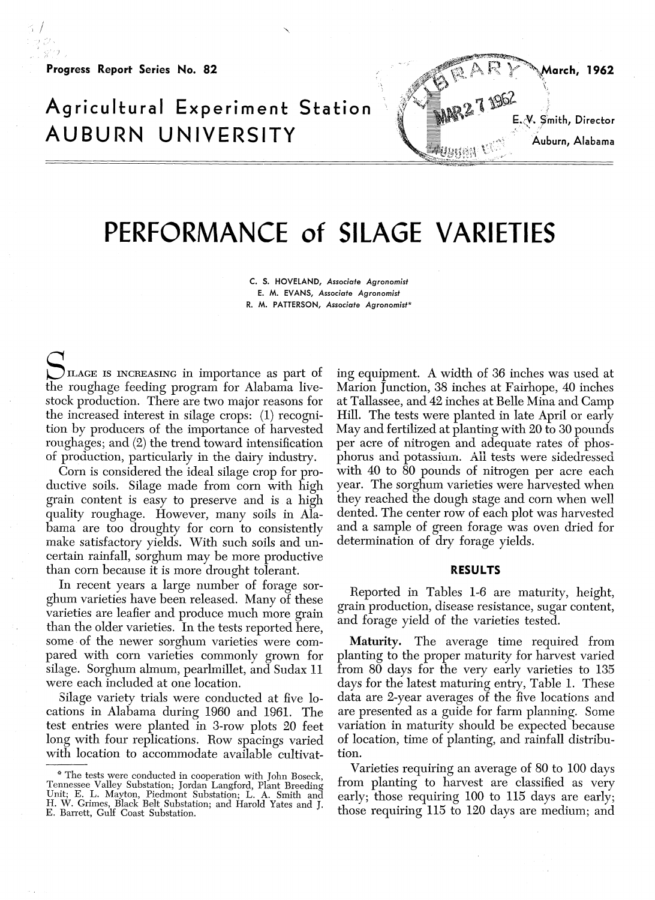Progress Report Series No. 82

March, 1962

# Agricultural Experiment Station
# AUBURN UNIVERSITY

E. V. Smith, Director
Auburn, Alabama

# PERFORMANCE of SILAGE VARIETIES

C. S. HOVELAND, *Associate Agronomist*
E. M. EVANS, *Associate Agronomist*
R. M. PATTERSON, *Associate Agronomist**

SILAGE IS INCREASING in importance as part of the roughage feeding program for Alabama livestock production. There are two major reasons for the increased interest in silage crops: (1) recognition by producers of the importance of harvested roughages; and (2) the trend toward intensification of production, particularly in the dairy industry.

Corn is considered the ideal silage crop for productive soils. Silage made from corn with high grain content is easy to preserve and is a high quality roughage. However, many soils in Alabama are too droughty for corn to consistently make satisfactory yields. With such soils and uncertain rainfall, sorghum may be more productive than corn because it is more drought tolerant.

In recent years a large number of forage sorghum varieties have been released. Many of these varieties are leafier and produce much more grain than the older varieties. In the tests reported here, some of the newer sorghum varieties were compared with corn varieties commonly grown for silage. Sorghum almum, pearlmillet, and Sudax 11 were each included at one location.

Silage variety trials were conducted at five locations in Alabama during 1960 and 1961. The test entries were planted in 3-row plots 20 feet long with four replications. Row spacings varied with location to accommodate available cultivating equipment. A width of 36 inches was used at Marion Junction, 38 inches at Fairhope, 40 inches at Tallassee, and 42 inches at Belle Mina and Camp Hill. The tests were planted in late April or early May and fertilized at planting with 20 to 30 pounds per acre of nitrogen and adequate rates of phosphorus and potassium. All tests were sidedressed with 40 to 80 pounds of nitrogen per acre each year. The sorghum varieties were harvested when they reached the dough stage and corn when well dented. The center row of each plot was harvested and a sample of green forage was oven dried for determination of dry forage yields.

* The tests were conducted in cooperation with John Boseck, Tennessee Valley Substation; Jordan Langford, Plant Breeding Unit; E. L. Mayton, Piedmont Substation; L. A. Smith and H. W. Grimes, Black Belt Substation; and Harold Yates and J. E. Barrett, Gulf Coast Substation.

## RESULTS

Reported in Tables 1-6 are maturity, height, grain production, disease resistance, sugar content, and forage yield of the varieties tested.

**Maturity.** The average time required from planting to the proper maturity for harvest varied from 80 days for the very early varieties to 135 days for the latest maturing entry, Table 1. These data are 2-year averages of the five locations and are presented as a guide for farm planning. Some variation in maturity should be expected because of location, time of planting, and rainfall distribution.

Varieties requiring an average of 80 to 100 days from planting to harvest are classified as very early; those requiring 100 to 115 days are early; those requiring 115 to 120 days are medium; and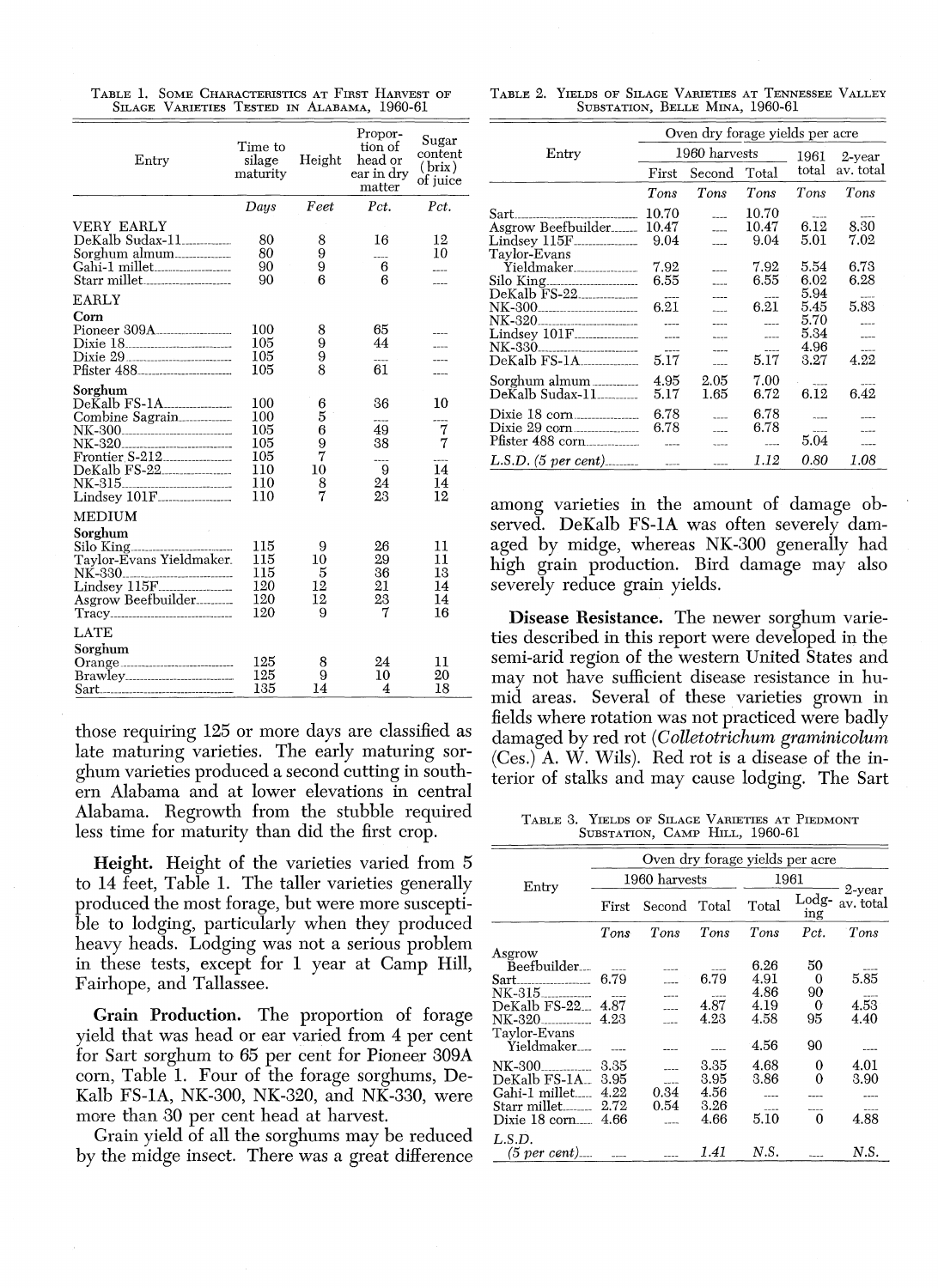TABLE 1. SOME CHARACTERISTICS AT FIRST HARVEST OF SILAGE VARIETIES TESTED IN ALABAMA, 1960-61

| Entry | Time to silage maturity | Height | Proportion of head or ear in dry matter | Sugar content (brix) of juice |
|---|---|---|---|---|
| | *Days* | *Feet* | *Pct.* | *Pct.* |
| VERY EARLY | | | | |
| DeKalb Sudax-11 | 80 | 8 | 16 | 12 |
| Sorghum almum | 80 | 9 | ---- | 10 |
| Gahi-1 millet | 90 | 9 | 6 | ---- |
| Starr millet | 90 | 6 | 6 | ---- |
| EARLY | | | | |
| **Corn** | | | | |
| Pioneer 309A | 100 | 8 | 65 | ---- |
| Dixie 18 | 105 | 9 | 44 | ---- |
| Dixie 29 | 105 | 9 | ---- | ---- |
| Pfister 488 | 105 | 8 | 61 | ---- |
| **Sorghum** | | | | |
| DeKalb FS-1A | 100 | 6 | 36 | 10 |
| Combine Sagrain | 100 | 5 | ---- | ---- |
| NK-300 | 105 | 6 | 49 | 7 |
| NK-320 | 105 | 9 | 38 | 7 |
| Frontier S-212 | 105 | 7 | ---- | ---- |
| DeKalb FS-22 | 110 | 10 | 9 | 14 |
| NK-315 | 110 | 8 | 24 | 14 |
| Lindsey 101F | 110 | 7 | 23 | 12 |
| MEDIUM | | | | |
| **Sorghum** | | | | |
| Silo King | 115 | 9 | 26 | 11 |
| Taylor-Evans Yieldmaker | 115 | 10 | 29 | 11 |
| NK-330 | 115 | 5 | 36 | 13 |
| Lindsey 115F | 120 | 12 | 21 | 14 |
| Asgrow Beefbuilder | 120 | 12 | 23 | 14 |
| Tracy | 120 | 9 | 7 | 16 |
| LATE | | | | |
| **Sorghum** | | | | |
| Orange | 125 | 8 | 24 | 11 |
| Brawley | 125 | 9 | 10 | 20 |
| Sart | 135 | 14 | 4 | 18 |

those requiring 125 or more days are classified as late maturing varieties. The early maturing sorghum varieties produced a second cutting in southern Alabama and at lower elevations in central Alabama. Regrowth from the stubble required less time for maturity than did the first crop.

**Height.** Height of the varieties varied from 5 to 14 feet, Table 1. The taller varieties generally produced the most forage, but were more susceptible to lodging, particularly when they produced heavy heads. Lodging was not a serious problem in these tests, except for 1 year at Camp Hill, Fairhope, and Tallassee.

**Grain Production.** The proportion of forage yield that was head or ear varied from 4 per cent for Sart sorghum to 65 per cent for Pioneer 309A corn, Table 1. Four of the forage sorghums, DeKalb FS-1A, NK-300, NK-320, and NK-330, were more than 30 per cent head at harvest.

Grain yield of all the sorghums may be reduced by the midge insect. There was a great difference among varieties in the amount of damage observed. DeKalb FS-1A was often severely damaged by midge, whereas NK-300 generally had high grain production. Bird damage may also severely reduce grain yields.

TABLE 2. YIELDS OF SILAGE VARIETIES AT TENNESSEE VALLEY SUBSTATION, BELLE MINA, 1960-61

| Entry | Oven dry forage yields per acre | | | | |
|---|---|---|---|---|---|
| | 1960 harvests | | | 1961 total | 2-year av. total |
| | First | Second | Total | | |
| | *Tons* | *Tons* | *Tons* | *Tons* | *Tons* |
| Sart | 10.70 | ---- | 10.70 | ---- | ---- |
| Asgrow Beefbuilder | 10.47 | ---- | 10.47 | 6.12 | 8.30 |
| Lindsey 115F | 9.04 | ---- | 9.04 | 5.01 | 7.02 |
| Taylor-Evans Yieldmaker | 7.92 | ---- | 7.92 | 5.54 | 6.73 |
| Silo King | 6.55 | ---- | 6.55 | 6.02 | 6.28 |
| DeKalb FS-22 | ---- | ---- | ---- | 5.94 | ---- |
| NK-300 | 6.21 | ---- | 6.21 | 5.45 | 5.83 |
| NK-320 | ---- | ---- | ---- | 5.70 | ---- |
| Lindsey 101F | ---- | ---- | ---- | 5.34 | ---- |
| NK-330 | ---- | ---- | ---- | 4.96 | ---- |
| DeKalb FS-1A | 5.17 | ---- | 5.17 | 3.27 | 4.22 |
| Sorghum almum | 4.95 | 2.05 | 7.00 | ---- | ---- |
| DeKalb Sudax-11 | 5.17 | 1.65 | 6.72 | 6.12 | 6.42 |
| Dixie 18 corn | 6.78 | ---- | 6.78 | ---- | ---- |
| Dixie 29 corn | 6.78 | ---- | 6.78 | ---- | ---- |
| Pfister 488 corn | ---- | ---- | ---- | 5.04 | ---- |
| *L.S.D. (5 per cent)* | ---- | ---- | 1.12 | 0.80 | 1.08 |

**Disease Resistance.** The newer sorghum varieties described in this report were developed in the semi-arid region of the western United States and may not have sufficient disease resistance in humid areas. Several of these varieties grown in fields where rotation was not practiced were badly damaged by red rot (*Colletotrichum graminicolum* (Ces.) A. W. Wils). Red rot is a disease of the interior of stalks and may cause lodging. The Sart

TABLE 3. YIELDS OF SILAGE VARIETIES AT PIEDMONT SUBSTATION, CAMP HILL, 1960-61

| Entry | Oven dry forage yields per acre | | | | | |
|---|---|---|---|---|---|---|
| | 1960 harvests | | | 1961 | | 2-year av. total |
| | First | Second | Total | Total | Lodging | |
| | *Tons* | *Tons* | *Tons* | *Tons* | *Pct.* | *Tons* |
| Asgrow Beefbuilder | ---- | ---- | ---- | 6.26 | 50 | ---- |
| Sart | 6.79 | ---- | 6.79 | 4.91 | 0 | 5.85 |
| NK-315 | ---- | ---- | ---- | 4.86 | 90 | ---- |
| DeKalb FS-22 | 4.87 | ---- | 4.87 | 4.19 | 0 | 4.53 |
| NK-320 | 4.23 | ---- | 4.23 | 4.58 | 95 | 4.40 |
| Taylor-Evans Yieldmaker | ---- | ---- | ---- | 4.56 | 90 | ---- |
| NK-300 | 3.35 | ---- | 3.35 | 4.68 | 0 | 4.01 |
| DeKalb FS-1A | 3.95 | ---- | 3.95 | 3.86 | 0 | 3.90 |
| Gahi-1 millet | 4.22 | 0.34 | 4.56 | ---- | ---- | ---- |
| Starr millet | 2.72 | 0.54 | 3.26 | ---- | ---- | ---- |
| Dixie 18 corn | 4.66 | ---- | 4.66 | 5.10 | 0 | 4.88 |
| *L.S.D. (5 per cent)* | ---- | ---- | 1.41 | *N.S.* | ---- | *N.S.* |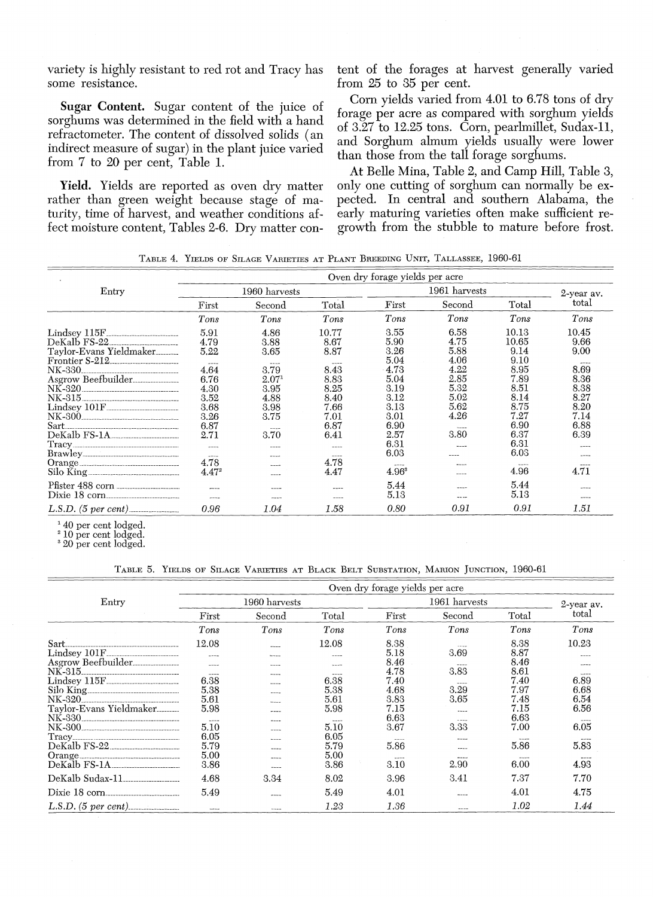variety is highly resistant to red rot and Tracy has some resistance.

**Sugar Content.** Sugar content of the juice of sorghums was determined in the field with a hand refractometer. The content of dissolved solids (an indirect measure of sugar) in the plant juice varied from 7 to 20 per cent, Table 1.

**Yield.** Yields are reported as oven dry matter rather than green weight because stage of maturity, time of harvest, and weather conditions affect moisture content, Tables 2-6. Dry matter content of the forages at harvest generally varied from 25 to 35 per cent.

Corn yields varied from 4.01 to 6.78 tons of dry forage per acre as compared with sorghum yields of 3.27 to 12.25 tons. Corn, pearlmillet, Sudax-11, and Sorghum almum yields usually were lower than those from the tall forage sorghums.

At Belle Mina, Table 2, and Camp Hill, Table 3, only one cutting of sorghum can normally be expected. In central and southern Alabama, the early maturing varieties often make sufficient regrowth from the stubble to mature before frost.

TABLE 4. YIELDS OF SILAGE VARIETIES AT PLANT BREEDING UNIT, TALLASSEE, 1960-61

| Entry | Oven dry forage yields per acre | | | | | | |
|---|---|---|---|---|---|---|---|
| | 1960 harvests | | | 1961 harvests | | | 2-year av. total |
| | First | Second | Total | First | Second | Total | |
| | *Tons* | *Tons* | *Tons* | *Tons* | *Tons* | *Tons* | *Tons* |
| Lindsey 115F | 5.91 | 4.86 | 10.77 | 3.55 | 6.58 | 10.13 | 10.45 |
| DeKalb FS-22 | 4.79 | 3.88 | 8.67 | 5.90 | 4.75 | 10.65 | 9.66 |
| Taylor-Evans Yieldmaker | 5.22 | 3.65 | 8.87 | 3.26 | 5.88 | 9.14 | 9.00 |
| Frontier S-212 | ---- | ---- | ---- | 5.04 | 4.06 | 9.10 | ---- |
| NK-330 | 4.64 | 3.79 | 8.43 | 4.73 | 4.22 | 8.95 | 8.69 |
| Asgrow Beefbuilder | 6.76 | 2.07[1] | 8.83 | 5.04 | 2.85 | 7.89 | 8.36 |
| NK-320 | 4.30 | 3.95 | 8.25 | 3.19 | 5.32 | 8.51 | 8.38 |
| NK-315 | 3.52 | 4.88 | 8.40 | 3.12 | 5.02 | 8.14 | 8.27 |
| Lindsey 101F | 3.68 | 3.98 | 7.66 | 3.13 | 5.62 | 8.75 | 8.20 |
| NK-300 | 3.26 | 3.75 | 7.01 | 3.01 | 4.26 | 7.27 | 7.14 |
| Sart | 6.87 | ---- | 6.87 | 6.90 | ---- | 6.90 | 6.88 |
| DeKalb FS-1A | 2.71 | 3.70 | 6.41 | 2.57 | 3.80 | 6.37 | 6.39 |
| Tracy | ---- | ---- | ---- | 6.31 | ---- | 6.31 | ---- |
| Brawley | ---- | ---- | ---- | 6.03 | ---- | 6.03 | ---- |
| Orange | 4.78 | ---- | 4.78 | ---- | ---- | ---- | ---- |
| Silo King | 4.47[2] | ---- | 4.47 | 4.96[3] | ---- | 4.96 | 4.71 |
| Pfister 488 corn | ---- | ---- | ---- | 5.44 | ---- | 5.44 | ---- |
| Dixie 18 corn | ---- | ---- | ---- | 5.13 | ---- | 5.13 | ---- |
| *L.S.D. (5 per cent)* | *0.96* | *1.04* | *1.58* | *0.80* | *0.91* | *0.91* | *1.51* |

[1] 40 per cent lodged.
[2] 10 per cent lodged.
[3] 20 per cent lodged.

TABLE 5. YIELDS OF SILAGE VARIETIES AT BLACK BELT SUBSTATION, MARION JUNCTION, 1960-61

| Entry | Oven dry forage yields per acre | | | | | | |
|---|---|---|---|---|---|---|---|
| | 1960 harvests | | | 1961 harvests | | | 2-year av. total |
| | First | Second | Total | First | Second | Total | |
| | *Tons* | *Tons* | *Tons* | *Tons* | *Tons* | *Tons* | *Tons* |
| Sart | 12.08 | ---- | 12.08 | 8.38 | ---- | 8.38 | 10.23 |
| Lindsey 101F | ---- | ---- | ---- | 5.18 | 3.69 | 8.87 | ---- |
| Asgrow Beefbuilder | ---- | ---- | ---- | 8.46 | ---- | 8.46 | ---- |
| NK-315 | ---- | ---- | ---- | 4.78 | 3.83 | 8.61 | ---- |
| Lindsey 115F | 6.38 | ---- | 6.38 | 7.40 | ---- | 7.40 | 6.89 |
| Silo King | 5.38 | ---- | 5.38 | 4.68 | 3.29 | 7.97 | 6.68 |
| NK-320 | 5.61 | ---- | 5.61 | 3.83 | 3.65 | 7.48 | 6.54 |
| Taylor-Evans Yieldmaker | 5.98 | ---- | 5.98 | 7.15 | ---- | 7.15 | 6.56 |
| NK-330 | ---- | ---- | ---- | 6.63 | ---- | 6.63 | ---- |
| NK-300 | 5.10 | ---- | 5.10 | 3.67 | 3.33 | 7.00 | 6.05 |
| Tracy | 6.05 | ---- | 6.05 | ---- | ---- | ---- | ---- |
| DeKalb FS-22 | 5.79 | ---- | 5.79 | 5.86 | ---- | 5.86 | 5.83 |
| Orange | 5.00 | ---- | 5.00 | ---- | ---- | ---- | ---- |
| DeKalb FS-1A | 3.86 | ---- | 3.86 | 3.10 | 2.90 | 6.00 | 4.93 |
| DeKalb Sudax-11 | 4.68 | 3.34 | 8.02 | 3.96 | 3.41 | 7.37 | 7.70 |
| Dixie 18 corn | 5.49 | ---- | 5.49 | 4.01 | ---- | 4.01 | 4.75 |
| *L.S.D. (5 per cent)* | ---- | ---- | *1.23* | *1.36* | ---- | *1.02* | *1.44* |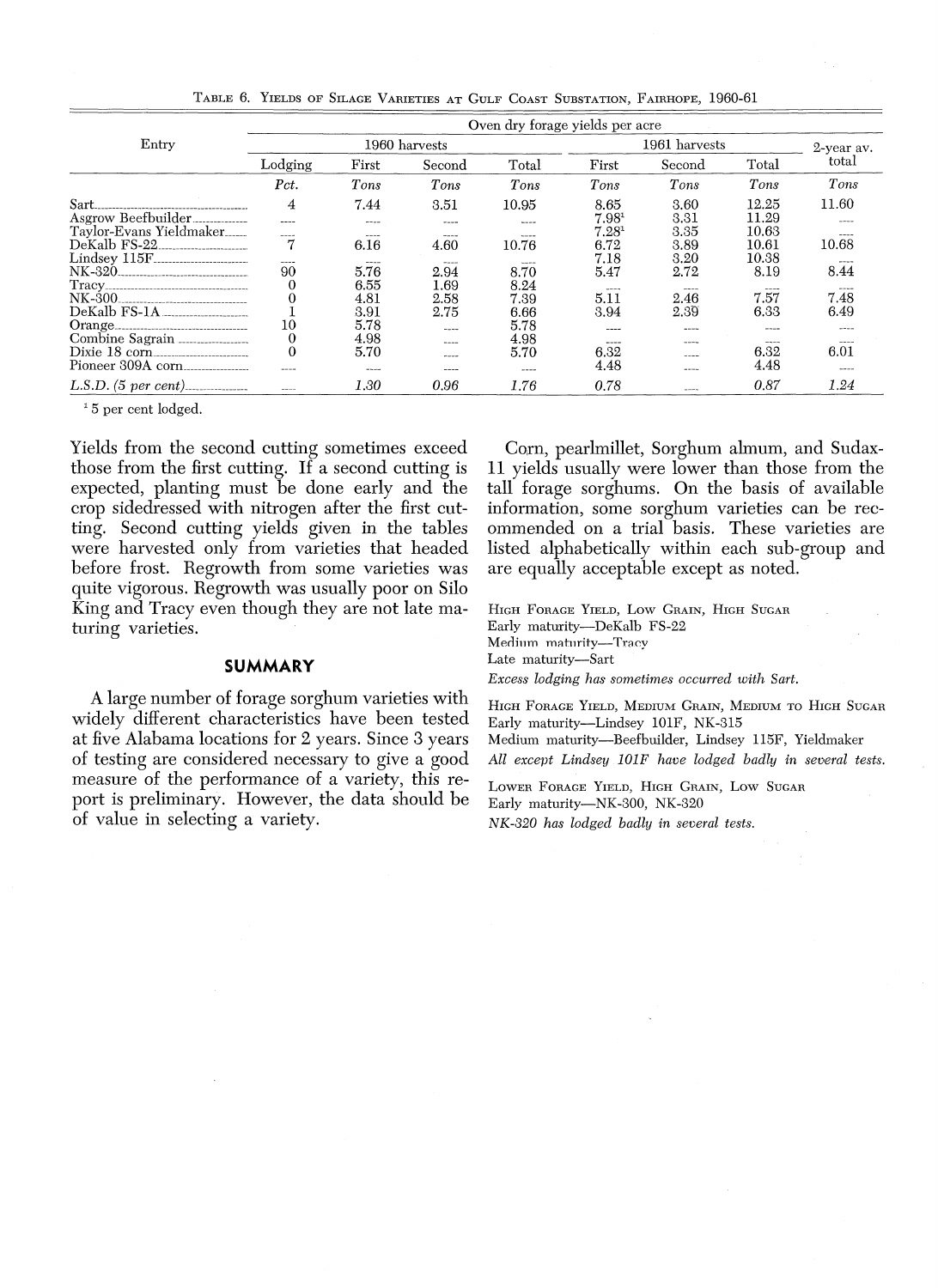TABLE 6. YIELDS OF SILAGE VARIETIES AT GULF COAST SUBSTATION, FAIRHOPE, 1960-61

| Entry | Oven dry forage yields per acre | | | | | | | |
|---|---|---|---|---|---|---|---|---|
| | 1960 harvests | | | | 1961 harvests | | | 2-year av. total |
| | Lodging | First | Second | Total | First | Second | Total | |
| | *Pct.* | *Tons* | *Tons* | *Tons* | *Tons* | *Tons* | *Tons* | *Tons* |
| Sart | 4 | 7.44 | 3.51 | 10.95 | 8.65 | 3.60 | 12.25 | 11.60 |
| Asgrow Beefbuilder | ---- | ---- | ---- | ---- | 7.98[1] | 3.31 | 11.29 | ---- |
| Taylor-Evans Yieldmaker | ---- | ---- | ---- | ---- | 7.28[1] | 3.35 | 10.63 | ---- |
| DeKalb FS-22 | 7 | 6.16 | 4.60 | 10.76 | 6.72 | 3.89 | 10.61 | 10.68 |
| Lindsey 115F | ---- | ---- | ---- | ---- | 7.18 | 3.20 | 10.38 | ---- |
| NK-320 | 90 | 5.76 | 2.94 | 8.70 | 5.47 | 2.72 | 8.19 | 8.44 |
| Tracy | 0 | 6.55 | 1.69 | 8.24 | ---- | ---- | ---- | ---- |
| NK-300 | 0 | 4.81 | 2.58 | 7.39 | 5.11 | 2.46 | 7.57 | 7.48 |
| DeKalb FS-1A | 1 | 3.91 | 2.75 | 6.66 | 3.94 | 2.39 | 6.33 | 6.49 |
| Orange | 10 | 5.78 | ---- | 5.78 | ---- | ---- | ---- | ---- |
| Combine Sagrain | 0 | 4.98 | ---- | 4.98 | ---- | ---- | ---- | ---- |
| Dixie 18 corn | 0 | 5.70 | ---- | 5.70 | 6.32 | ---- | 6.32 | 6.01 |
| Pioneer 309A corn | ---- | ---- | ---- | ---- | 4.48 | ---- | 4.48 | ---- |
| *L.S.D. (5 per cent)* | ---- | *1.30* | *0.96* | *1.76* | *0.78* | ---- | *0.87* | *1.24* |

[1] 5 per cent lodged.

Yields from the second cutting sometimes exceed those from the first cutting. If a second cutting is expected, planting must be done early and the crop sidedressed with nitrogen after the first cutting. Second cutting yields given in the tables were harvested only from varieties that headed before frost. Regrowth from some varieties was quite vigorous. Regrowth was usually poor on Silo King and Tracy even though they are not late maturing varieties.

## SUMMARY

A large number of forage sorghum varieties with widely different characteristics have been tested at five Alabama locations for 2 years. Since 3 years of testing are considered necessary to give a good measure of the performance of a variety, this report is preliminary. However, the data should be of value in selecting a variety.

Corn, pearlmillet, Sorghum almum, and Sudax-11 yields usually were lower than those from the tall forage sorghums. On the basis of available information, some sorghum varieties can be recommended on a trial basis. These varieties are listed alphabetically within each sub-group and are equally acceptable except as noted.

HIGH FORAGE YIELD, LOW GRAIN, HIGH SUGAR
Early maturity—DeKalb FS-22
Medium maturity—Tracy
Late maturity—Sart
*Excess lodging has sometimes occurred with Sart.*

HIGH FORAGE YIELD, MEDIUM GRAIN, MEDIUM TO HIGH SUGAR
Early maturity—Lindsey 101F, NK-315
Medium maturity—Beefbuilder, Lindsey 115F, Yieldmaker
*All except Lindsey 101F have lodged badly in several tests.*

LOWER FORAGE YIELD, HIGH GRAIN, LOW SUGAR
Early maturity—NK-300, NK-320
*NK-320 has lodged badly in several tests.*